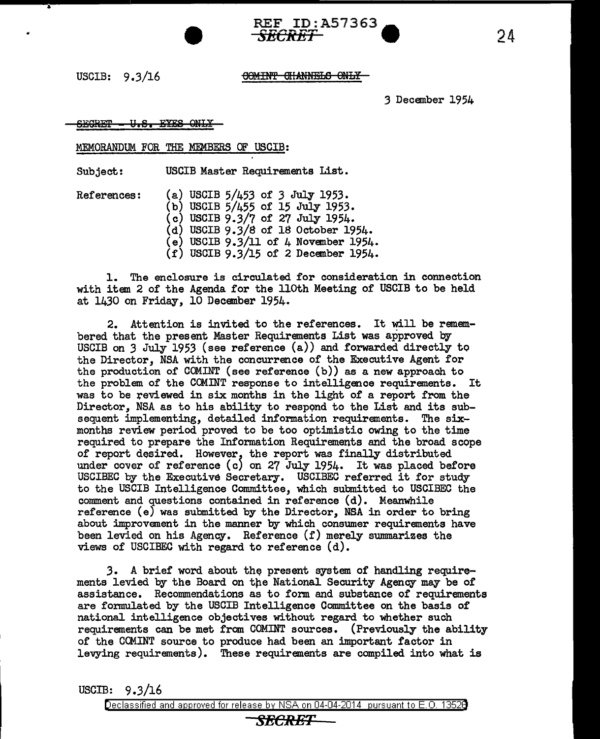USCIB: 9.3/16

~~COMINT CHANNELS ONLY~~

3 December 1954

~~SECRET - U.S. EYES ONLY~~

MEMORANDUM FOR THE MEMBERS OF USCIB:

Subject: USCIB Master Requirements List.

References:
(a) USCIB 5/453 of 3 July 1953.
(b) USCIB 5/455 of 15 July 1953.
(c) USCIB 9.3/7 of 27 July 1954.
(d) USCIB 9.3/8 of 18 October 1954.
(e) USCIB 9.3/11 of 4 November 1954.
(f) USCIB 9.3/15 of 2 December 1954.

1. The enclosure is circulated for consideration in connection with item 2 of the Agenda for the 110th Meeting of USCIB to be held at 1430 on Friday, 10 December 1954.

2. Attention is invited to the references. It will be remembered that the present Master Requirements List was approved by USCIB on 3 July 1953 (see reference (a)) and forwarded directly to the Director, NSA with the concurrence of the Executive Agent for the production of COMINT (see reference (b)) as a new approach to the problem of the COMINT response to intelligence requirements. It was to be reviewed in six months in the light of a report from the Director, NSA as to his ability to respond to the List and its subsequent implementing, detailed information requirements. The six-months review period proved to be too optimistic owing to the time required to prepare the Information Requirements and the broad scope of report desired. However, the report was finally distributed under cover of reference (c) on 27 July 1954. It was placed before USCIBEC by the Executive Secretary. USCIBEC referred it for study to the USCIB Intelligence Committee, which submitted to USCIBEC the comment and questions contained in reference (d). Meanwhile reference (e) was submitted by the Director, NSA in order to bring about improvement in the manner by which consumer requirements have been levied on his Agency. Reference (f) merely summarizes the views of USCIBEC with regard to reference (d).

3. A brief word about the present system of handling requirements levied by the Board on the National Security Agency may be of assistance. Recommendations as to form and substance of requirements are formulated by the USCIB Intelligence Committee on the basis of national intelligence objectives without regard to whether such requirements can be met from COMINT sources. (Previously the ability of the COMINT source to produce had been an important factor in levying requirements). These requirements are compiled into what is

USCIB: 9.3/16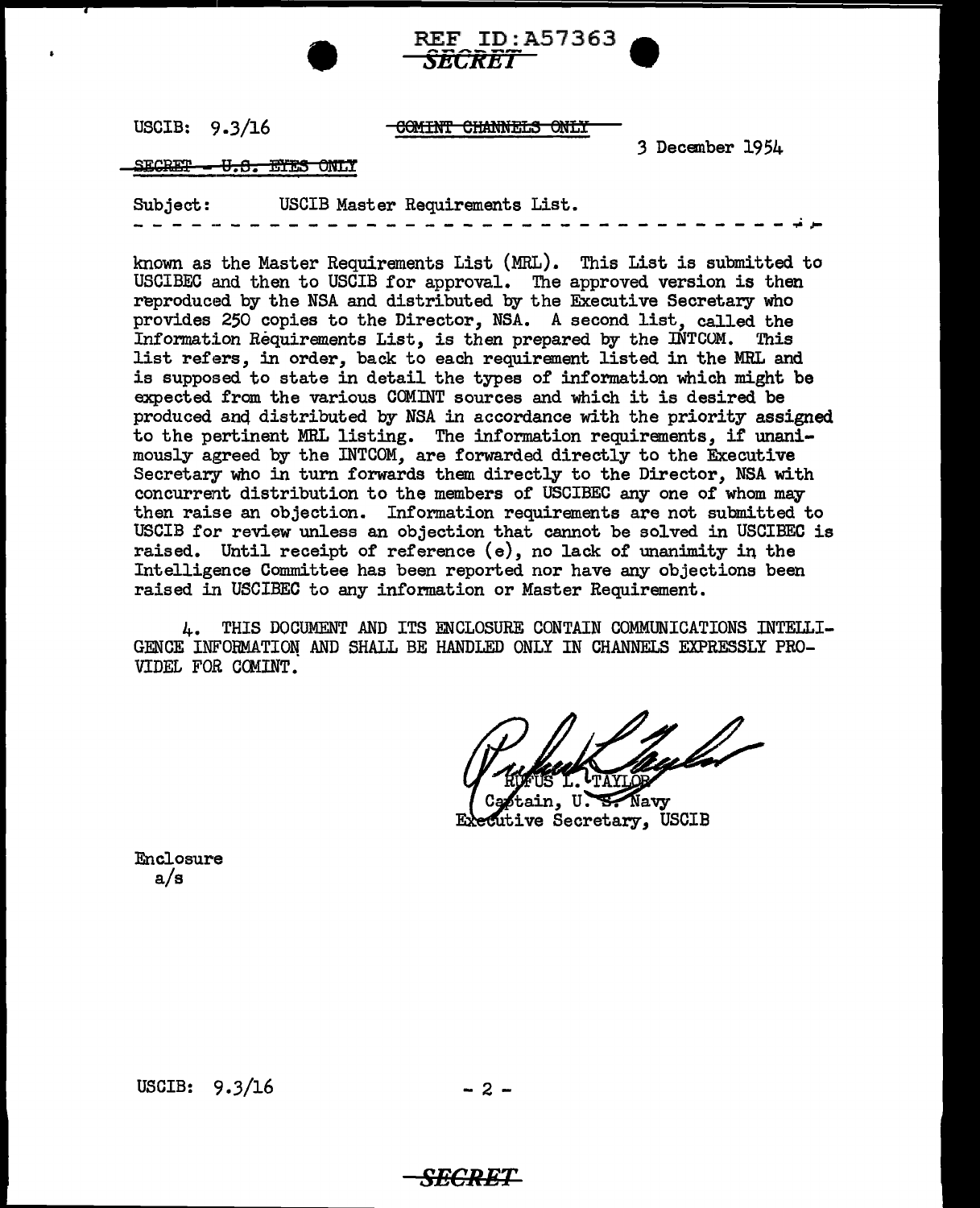REF ID:A57363

SECRET

USCIB: 9.3/16

~~COMINT CHANNELS ONLY~~

3 December 1954

~~SECRET - U.S. EYES ONLY~~

Subject: USCIB Master Requirements List.

- - - - - - - - - - - - - - - - - - - - - - - - - - - - - - - - - - - - - - -

known as the Master Requirements List (MRL). This List is submitted to USCIBEC and then to USCIB for approval. The approved version is then reproduced by the NSA and distributed by the Executive Secretary who provides 250 copies to the Director, NSA. A second list, called the Information Requirements List, is then prepared by the INTCOM. This list refers, in order, back to each requirement listed in the MRL and is supposed to state in detail the types of information which might be expected from the various COMINT sources and which it is desired be produced and distributed by NSA in accordance with the priority assigned to the pertinent MRL listing. The information requirements, if unanimously agreed by the INTCOM, are forwarded directly to the Executive Secretary who in turn forwards them directly to the Director, NSA with concurrent distribution to the members of USCIBEC any one of whom may then raise an objection. Information requirements are not submitted to USCIB for review unless an objection that cannot be solved in USCIBEC is raised. Until receipt of reference (e), no lack of unanimity in the Intelligence Committee has been reported nor have any objections been raised in USCIBEC to any information or Master Requirement.

4. THIS DOCUMENT AND ITS ENCLOSURE CONTAIN COMMUNICATIONS INTELLIGENCE INFORMATION AND SHALL BE HANDLED ONLY IN CHANNELS EXPRESSLY PROVIDEL FOR COMINT.

RUFUS L. TAYLOR
Captain, U. S. Navy
Executive Secretary, USCIB

Enclosure
a/s

USCIB: 9.3/16

SECRET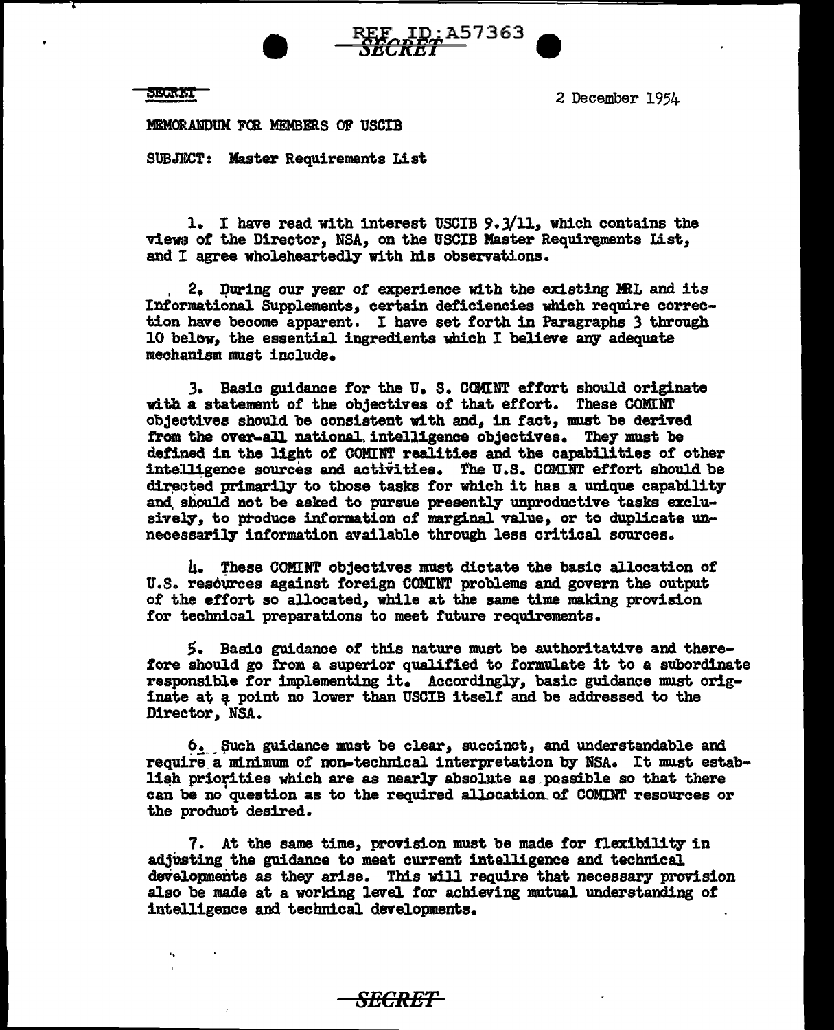SECRET

2 December 1954

MEMORANDUM FOR MEMBERS OF USCIB

SUBJECT: Master Requirements List

1. I have read with interest USCIB 9.3/11, which contains the views of the Director, NSA, on the USCIB Master Requirements List, and I agree wholeheartedly with his observations.

2. During our year of experience with the existing MRL and its Informational Supplements, certain deficiencies which require correction have become apparent. I have set forth in Paragraphs 3 through 10 below, the essential ingredients which I believe any adequate mechanism must include.

3. Basic guidance for the U. S. COMINT effort should originate with a statement of the objectives of that effort. These COMINT objectives should be consistent with and, in fact, must be derived from the over-all national intelligence objectives. They must be defined in the light of COMINT realities and the capabilities of other intelligence sources and activities. The U.S. COMINT effort should be directed primarily to those tasks for which it has a unique capability and should not be asked to pursue presently unproductive tasks exclusively, to produce information of marginal value, or to duplicate unnecessarily information available through less critical sources.

4. These COMINT objectives must dictate the basic allocation of U.S. resources against foreign COMINT problems and govern the output of the effort so allocated, while at the same time making provision for technical preparations to meet future requirements.

5. Basic guidance of this nature must be authoritative and therefore should go from a superior qualified to formulate it to a subordinate responsible for implementing it. Accordingly, basic guidance must originate at a point no lower than USCIB itself and be addressed to the Director, NSA.

6. Such guidance must be clear, succinct, and understandable and require a minimum of non-technical interpretation by NSA. It must establish priorities which are as nearly absolute as possible so that there can be no question as to the required allocation of COMINT resources or the product desired.

7. At the same time, provision must be made for flexibility in adjusting the guidance to meet current intelligence and technical developments as they arise. This will require that necessary provision also be made at a working level for achieving mutual understanding of intelligence and technical developments.

SECRET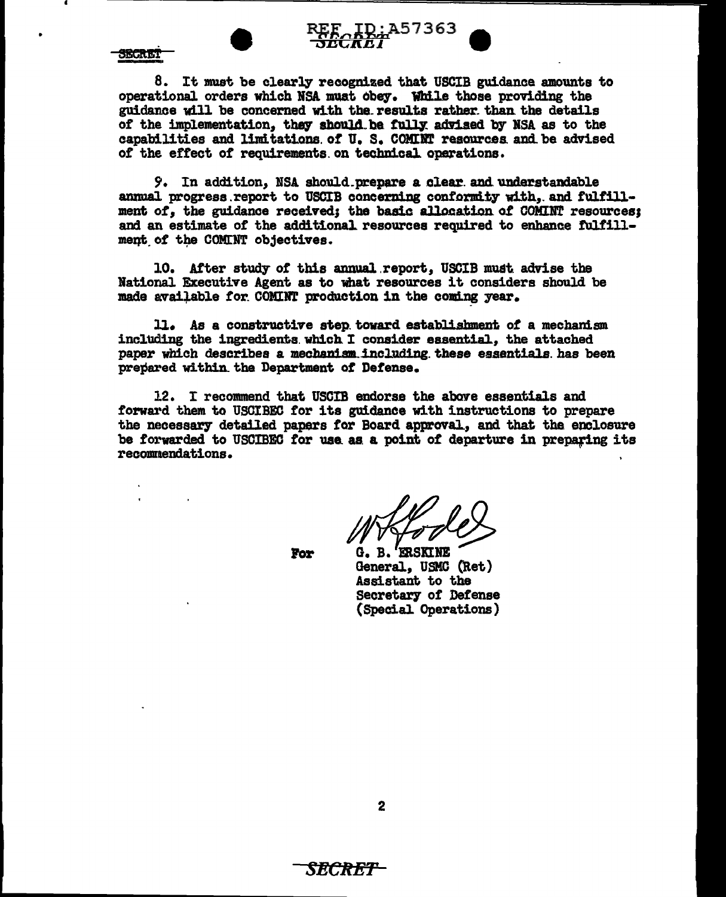8. It must be clearly recognized that USCIB guidance amounts to operational orders which NSA must obey. While those providing the guidance will be concerned with the results rather than the details of the implementation, they should be fully advised by NSA as to the capabilities and limitations of U. S. COMINT resources and be advised of the effect of requirements on technical operations.

9. In addition, NSA should prepare a clear and understandable annual progress report to USCIB concerning conformity with, and fulfillment of, the guidance received; the basic allocation of COMINT resources; and an estimate of the additional resources required to enhance fulfillment of the COMINT objectives.

10. After study of this annual report, USCIB must advise the National Executive Agent as to what resources it considers should be made available for COMINT production in the coming year.

11. As a constructive step toward establishment of a mechanism including the ingredients which I consider essential, the attached paper which describes a mechanism including these essentials has been prepared within the Department of Defense.

12. I recommend that USCIB endorse the above essentials and forward them to USCIBEC for its guidance with instructions to prepare the necessary detailed papers for Board approval, and that the enclosure be forwarded to USCIBEC for use as a point of departure in preparing its recommendations.

For G. B. ERSKINE
General, USMC (Ret)
Assistant to the
Secretary of Defense
(Special Operations)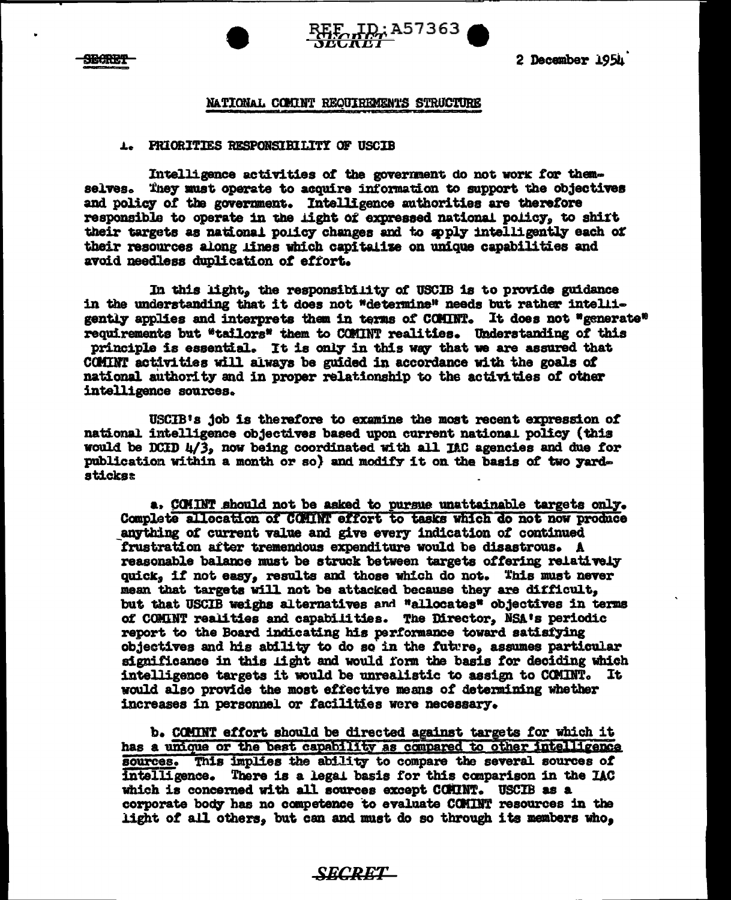SECRET

2 December 1954

## NATIONAL COMINT REQUIREMENTS STRUCTURE

### 1. PRIORITIES RESPONSIBILITY OF USCIB

Intelligence activities of the government do not work for themselves. They must operate to acquire information to support the objectives and policy of the government. Intelligence authorities are therefore responsible to operate in the light of expressed national policy, to shift their targets as national policy changes and to apply intelligently each of their resources along lines which capitalize on unique capabilities and avoid needless duplication of effort.

In this light, the responsibility of USCIB is to provide guidance in the understanding that it does not "determine" needs but rather intelligently applies and interprets them in terms of COMINT. It does not "generate" requirements but "tailors" them to COMINT realities. Understanding of this principle is essential. It is only in this way that we are assured that COMINT activities will always be guided in accordance with the goals of national authority and in proper relationship to the activities of other intelligence sources.

USCIB's job is therefore to examine the most recent expression of national intelligence objectives based upon current national policy (this would be DCID 4/3, now being coordinated with all IAC agencies and due for publication within a month or so) and modify it on the basis of two yardsticks:

a. COMINT should not be asked to pursue unattainable targets only. Complete allocation of COMINT effort to tasks which do not now produce anything of current value and give every indication of continued frustration after tremendous expenditure would be disastrous. A reasonable balance must be struck between targets offering relatively quick, if not easy, results and those which do not. This must never mean that targets will not be attacked because they are difficult, but that USCIB weighs alternatives and "allocates" objectives in terms of COMINT realities and capabilities. The Director, NSA's periodic report to the Board indicating his performance toward satisfying objectives and his ability to do so in the future, assumes particular significance in this light and would form the basis for deciding which intelligence targets it would be unrealistic to assign to COMINT. It would also provide the most effective means of determining whether increases in personnel or facilities were necessary.

b. COMINT effort should be directed against targets for which it has a unique or the best capability as compared to other intelligence sources. This implies the ability to compare the several sources of intelligence. There is a legal basis for this comparison in the IAC which is concerned with all sources except COMINT. USCIB as a corporate body has no competence to evaluate COMINT resources in the light of all others, but can and must do so through its members who,

SECRET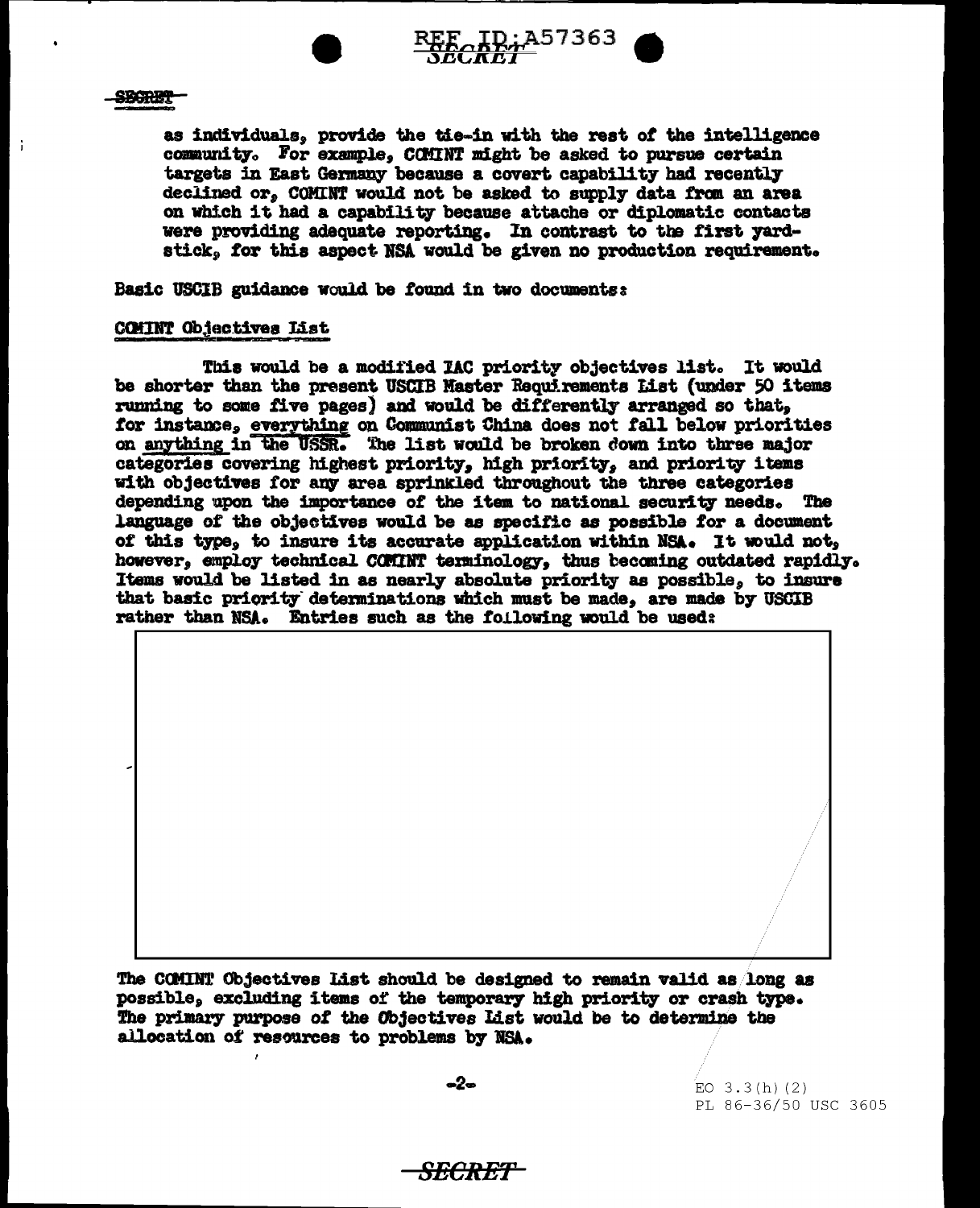as individuals, provide the tie-in with the rest of the intelligence community. For example, COMINT might be asked to pursue certain targets in East Germany because a covert capability had recently declined or, COMINT would not be asked to supply data from an area on which it had a capability because attache or diplomatic contacts were providing adequate reporting. In contrast to the first yardstick, for this aspect NSA would be given no production requirement.

Basic USCIB guidance would be found in two documents:

## COMINT Objectives List

This would be a modified IAC priority objectives list. It would be shorter than the present USCIB Master Requirements List (under 50 items running to some five pages) and would be differently arranged so that, for instance, everything on Communist China does not fall below priorities on anything in the USSR. The list would be broken down into three major categories covering highest priority, high priority, and priority items with objectives for any area sprinkled throughout the three categories depending upon the importance of the item to national security needs. The language of the objectives would be as specific as possible for a document of this type, to insure its accurate application within NSA. It would not, however, employ technical COMINT terminology, thus becoming outdated rapidly. Items would be listed in as nearly absolute priority as possible, to insure that basic priority determinations which must be made, are made by USCIB rather than NSA. Entries such as the following would be used:

The COMINT Objectives List should be designed to remain valid as long as possible, excluding items of the temporary high priority or crash type. The primary purpose of the Objectives List would be to determine the allocation of resources to problems by NSA.

EO 3.3(h)(2)
PL 86-36/50 USC 3605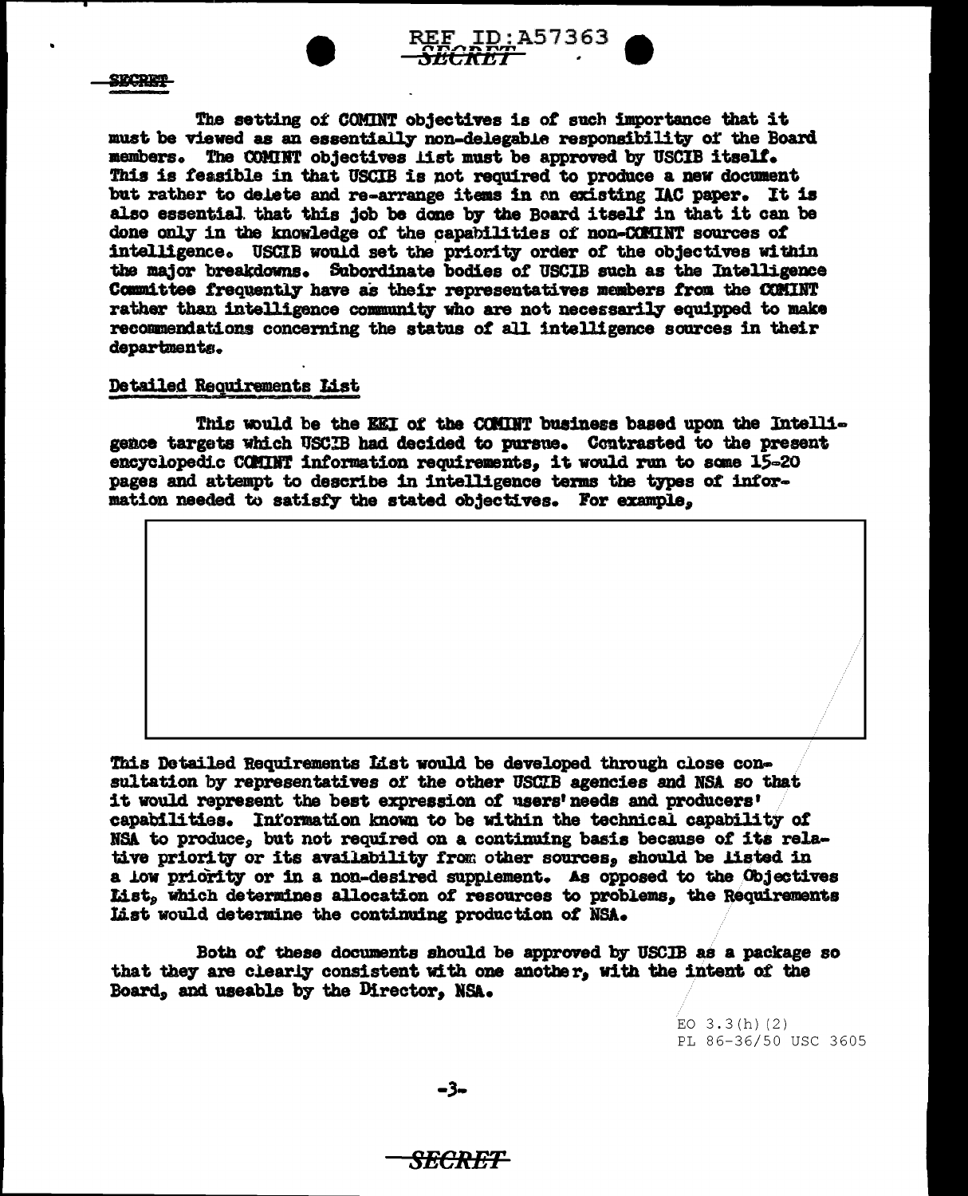The setting of COMINT objectives is of such importance that it must be viewed as an essentially non-delegable responsibility of the Board members. The COMINT objectives list must be approved by USCIB itself. This is feasible in that USCIB is not required to produce a new document but rather to delete and re-arrange items in an existing IAC paper. It is also essential that this job be done by the Board itself in that it can be done only in the knowledge of the capabilities of non-COMINT sources of intelligence. USCIB would set the priority order of the objectives within the major breakdowns. Subordinate bodies of USCIB such as the Intelligence Committee frequently have as their representatives members from the COMINT rather than intelligence community who are not necessarily equipped to make recommendations concerning the status of all intelligence sources in their departments.

## Detailed Requirements List

This would be the EEI of the COMINT business based upon the Intelligence targets which USCIB had decided to pursue. Contrasted to the present encyclopedic COMINT information requirements, it would run to some 15-20 pages and attempt to describe in intelligence terms the types of information needed to satisfy the stated objectives. For example,

This Detailed Requirements List would be developed through close consultation by representatives of the other USCIB agencies and NSA so that it would represent the best expression of users' needs and producers' capabilities. Information known to be within the technical capability of NSA to produce, but not required on a continuing basis because of its relative priority or its availability from other sources, should be listed in a low priority or in a non-desired supplement. As opposed to the Objectives List, which determines allocation of resources to problems, the Requirements List would determine the continuing production of NSA.

Both of these documents should be approved by USCIB as a package so that they are clearly consistent with one another, with the intent of the Board, and useable by the Director, NSA.

EO 3.3(h)(2)
PL 86-36/50 USC 3605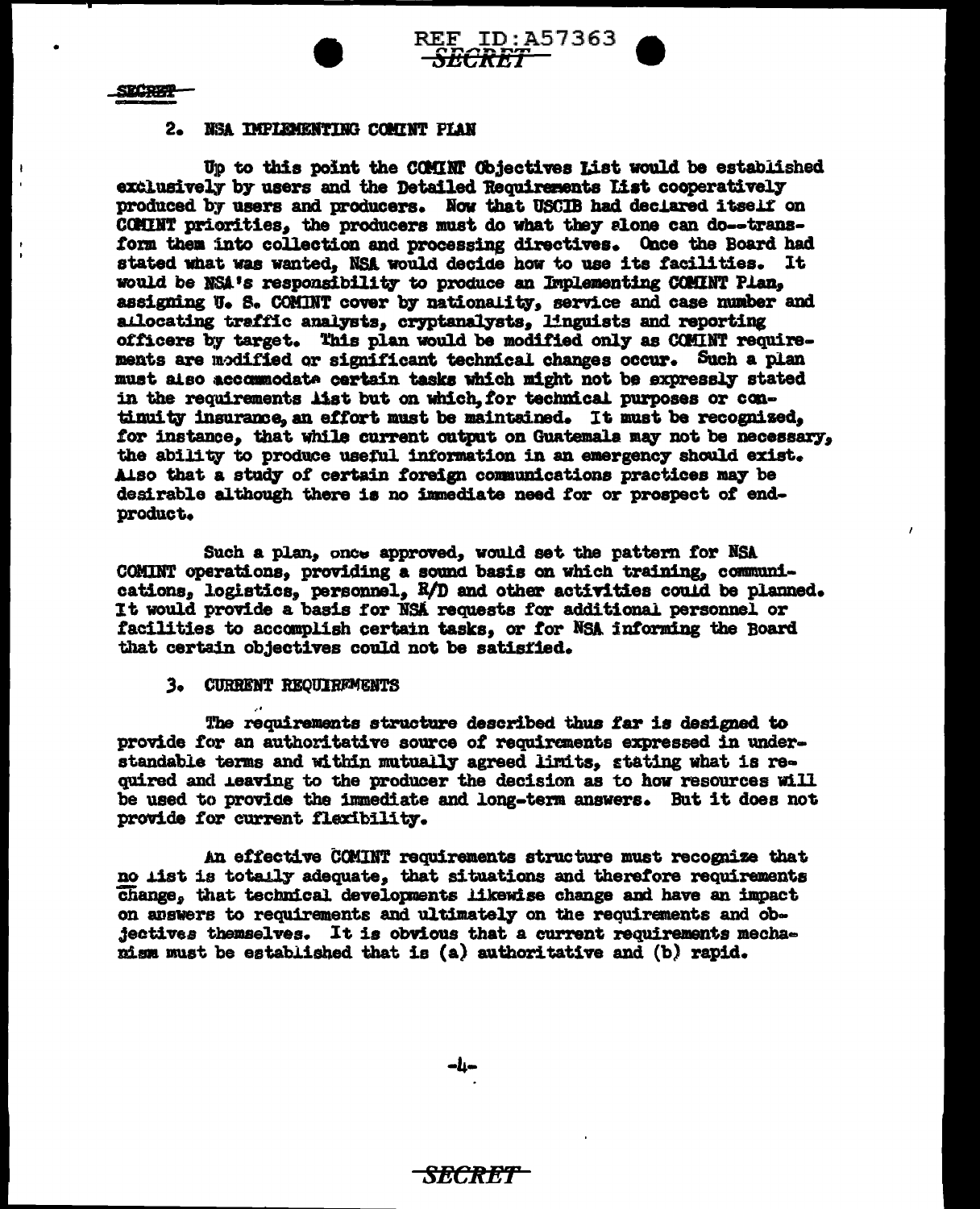## 2. NSA IMPLEMENTING COMINT PLAN

Up to this point the COMINT Objectives List would be established exclusively by users and the Detailed Requirements List cooperatively produced by users and producers. Now that USCIB had declared itself on COMINT priorities, the producers must do what they alone can do--transform them into collection and processing directives. Once the Board had stated what was wanted, NSA would decide how to use its facilities. It would be NSA's responsibility to produce an Implementing COMINT Plan, assigning U. S. COMINT cover by nationality, service and case number and allocating traffic analysts, cryptanalysts, linguists and reporting officers by target. This plan would be modified only as COMINT requirements are modified or significant technical changes occur. Such a plan must also accommodate certain tasks which might not be expressly stated in the requirements list but on which, for technical purposes or continuity insurance, an effort must be maintained. It must be recognized, for instance, that while current output on Guatemala may not be necessary, the ability to produce useful information in an emergency should exist. Also that a study of certain foreign communications practices may be desirable although there is no immediate need for or prospect of end-product.

Such a plan, once approved, would set the pattern for NSA COMINT operations, providing a sound basis on which training, communications, logistics, personnel, R/D and other activities could be planned. It would provide a basis for NSA requests for additional personnel or facilities to accomplish certain tasks, or for NSA informing the Board that certain objectives could not be satisfied.

## 3. CURRENT REQUIREMENTS

The requirements structure described thus far is designed to provide for an authoritative source of requirements expressed in understandable terms and within mutually agreed limits, stating what is required and leaving to the producer the decision as to how resources will be used to provide the immediate and long-term answers. But it does not provide for current flexibility.

An effective COMINT requirements structure must recognize that no list is totally adequate, that situations and therefore requirements change, that technical developments likewise change and have an impact on answers to requirements and ultimately on the requirements and objectives themselves. It is obvious that a current requirements mechanism must be established that is (a) authoritative and (b) rapid.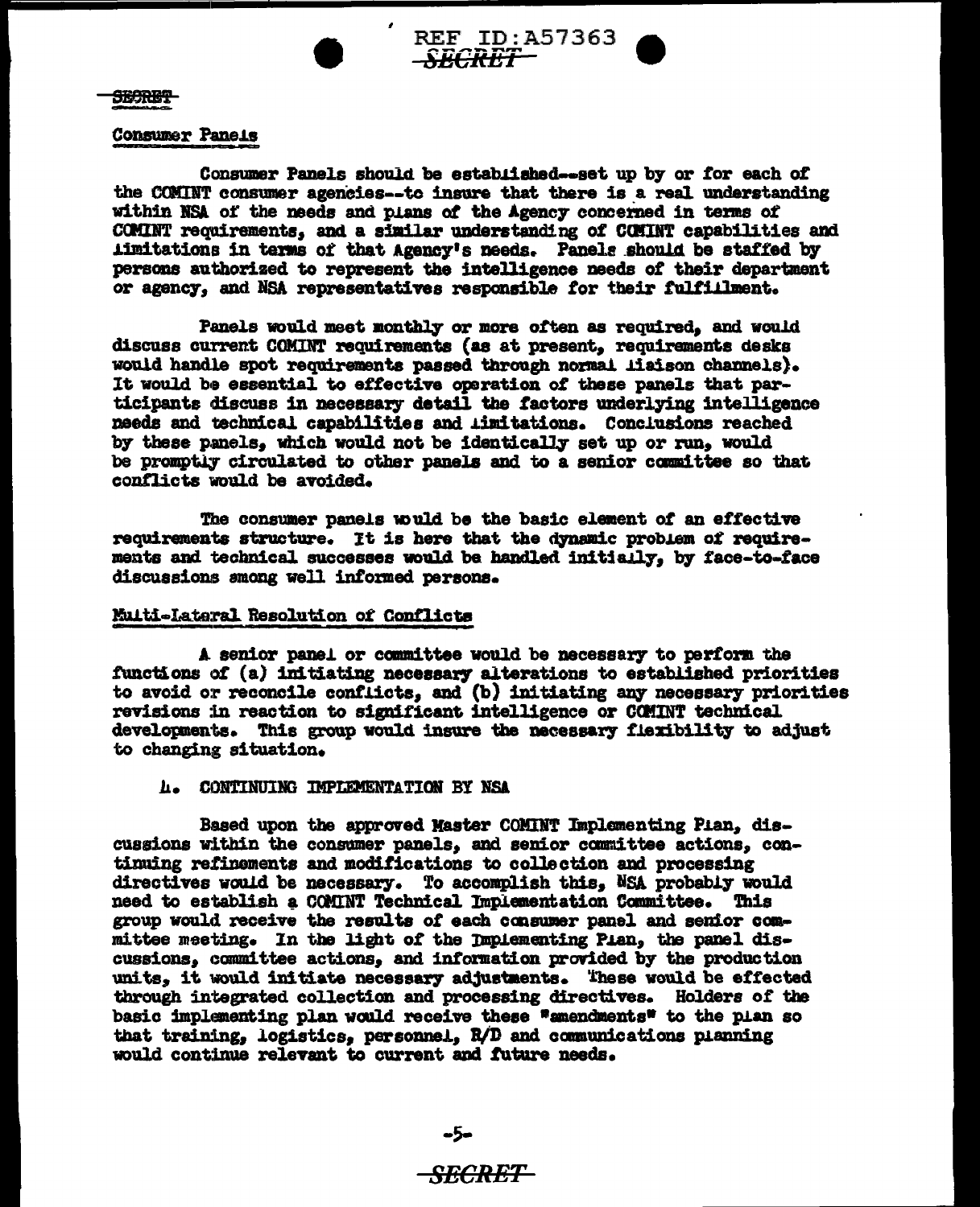## Consumer Panels

Consumer Panels should be established--set up by or for each of the COMINT consumer agencies--to insure that there is a real understanding within NSA of the needs and plans of the Agency concerned in terms of COMINT requirements, and a similar understanding of COMINT capabilities and limitations in terms of that Agency's needs. Panels should be staffed by persons authorized to represent the intelligence needs of their department or agency, and NSA representatives responsible for their fulfillment.

Panels would meet monthly or more often as required, and would discuss current COMINT requirements (as at present, requirements desks would handle spot requirements passed through normal liaison channels). It would be essential to effective operation of these panels that participants discuss in necessary detail the factors underlying intelligence needs and technical capabilities and limitations. Conclusions reached by these panels, which would not be identically set up or run, would be promptly circulated to other panels and to a senior committee so that conflicts would be avoided.

The consumer panels would be the basic element of an effective requirements structure. It is here that the dynamic problem of requirements and technical successes would be handled initially, by face-to-face discussions among well informed persons.

## Multi-Lateral Resolution of Conflicts

A senior panel or committee would be necessary to perform the functions of (a) initiating necessary alterations to established priorities to avoid or reconcile conflicts, and (b) initiating any necessary priorities revisions in reaction to significant intelligence or COMINT technical developments. This group would insure the necessary flexibility to adjust to changing situation.

### 4. CONTINUING IMPLEMENTATION BY NSA

Based upon the approved Master COMINT Implementing Plan, discussions within the consumer panels, and senior committee actions, continuing refinements and modifications to collection and processing directives would be necessary. To accomplish this, NSA probably would need to establish a COMINT Technical Implementation Committee. This group would receive the results of each consumer panel and senior committee meeting. In the light of the Implementing Plan, the panel discussions, committee actions, and information provided by the production units, it would initiate necessary adjustments. These would be effected through integrated collection and processing directives. Holders of the basic implementing plan would receive these "amendments" to the plan so that training, logistics, personnel, R/D and communications planning would continue relevant to current and future needs.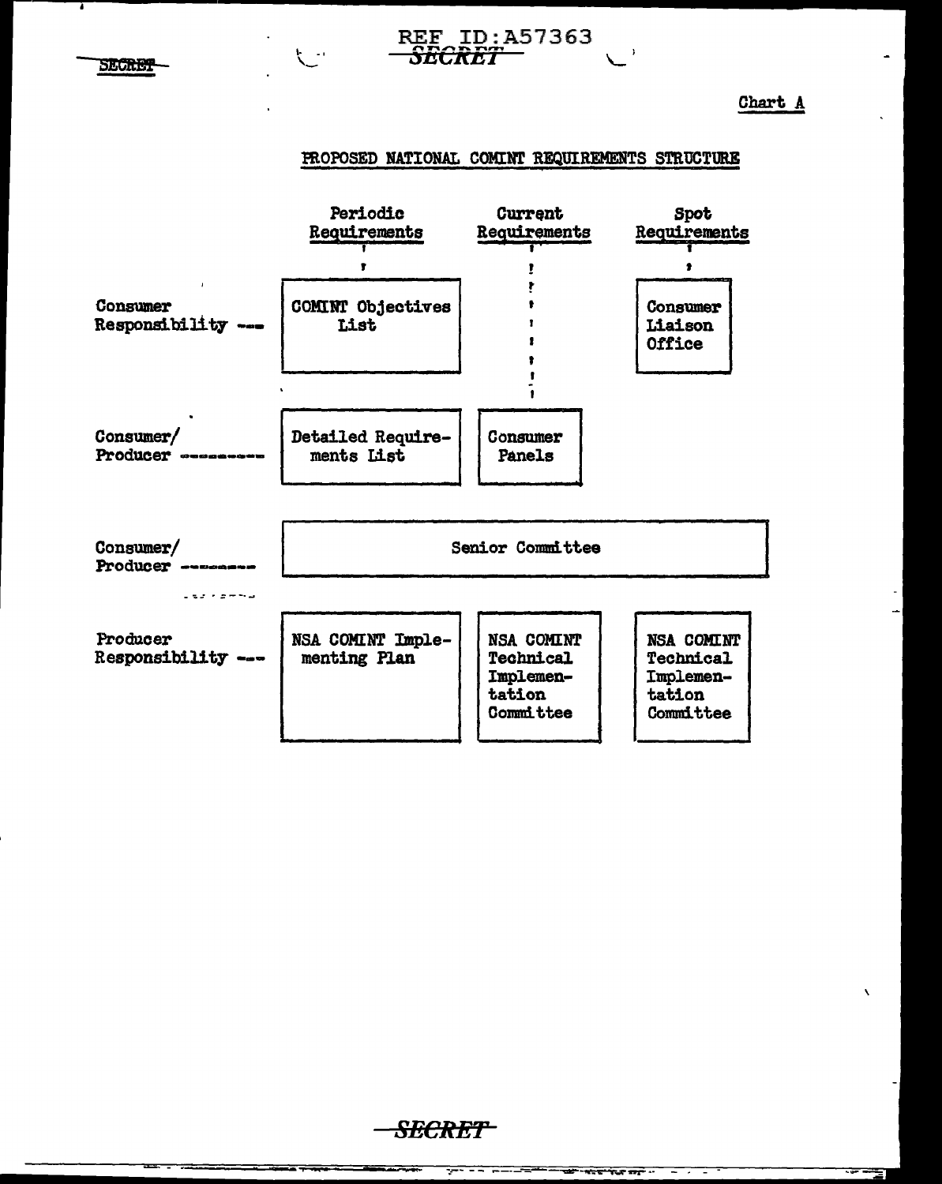Chart A

## PROPOSED NATIONAL COMINT REQUIREMENTS STRUCTURE

| | Periodic Requirements | Current Requirements | Spot Requirements |
|---|---|---|---|
| Consumer Responsibility | COMINT Objectives List | | Consumer Liaison Office |
| Consumer/ Producer | Detailed Requirements List | Consumer Panels | |
| Consumer/ Producer | Senior Committee | | |
| Producer Responsibility | NSA COMINT Implementing Plan | NSA COMINT Technical Implementation Committee | NSA COMINT Technical Implementation Committee |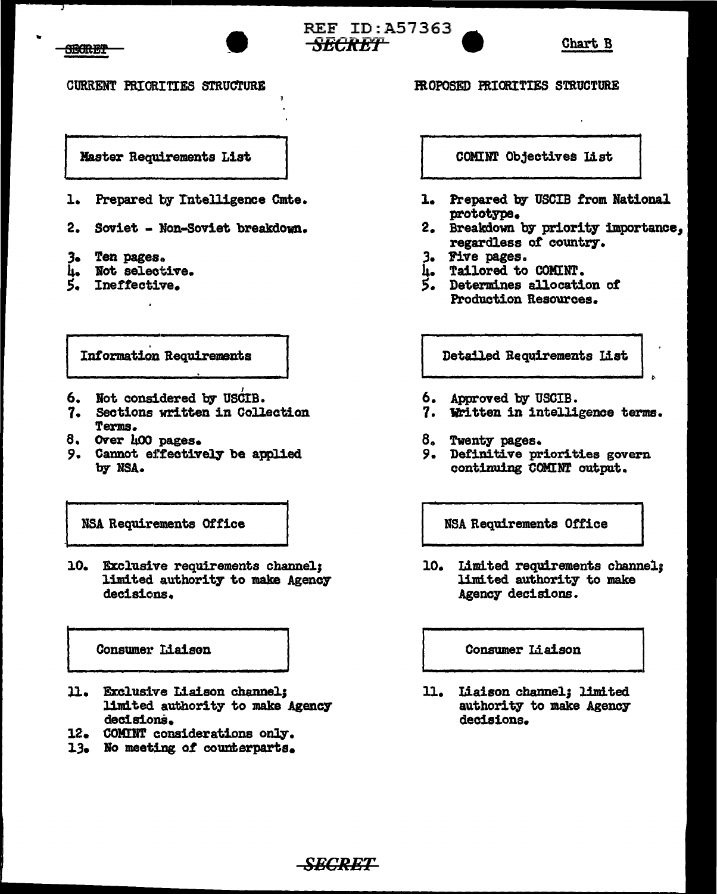SECRET

Chart B

| CURRENT PRIORITIES STRUCTURE | PROPOSED PRIORITIES STRUCTURE |
|---|---|
| **Master Requirements List** | **COMINT Objectives List** |
| 1. Prepared by Intelligence Cmte. | 1. Prepared by USCIB from National prototype. |
| 2. Soviet - Non-Soviet breakdown. | 2. Breakdown by priority importance, regardless of country. |
| 3. Ten pages. | 3. Five pages. |
| 4. Not selective. | 4. Tailored to COMINT. |
| 5. Ineffective. | 5. Determines allocation of Production Resources. |
| **Information Requirements** | **Detailed Requirements List** |
| 6. Not considered by USCIB. | 6. Approved by USCIB. |
| 7. Sections written in Collection Terms. | 7. Written in intelligence terms. |
| 8. Over 400 pages. | 8. Twenty pages. |
| 9. Cannot effectively be applied by NSA. | 9. Definitive priorities govern continuing COMINT output. |
| **NSA Requirements Office** | **NSA Requirements Office** |
| 10. Exclusive requirements channel; limited authority to make Agency decisions. | 10. Limited requirements channel; limited authority to make Agency decisions. |
| **Consumer Liaison** | **Consumer Liaison** |
| 11. Exclusive Liaison channel; limited authority to make Agency decisions. | 11. Liaison channel; limited authority to make Agency decisions. |
| 12. COMINT considerations only. | |
| 13. No meeting of counterparts. | |

SECRET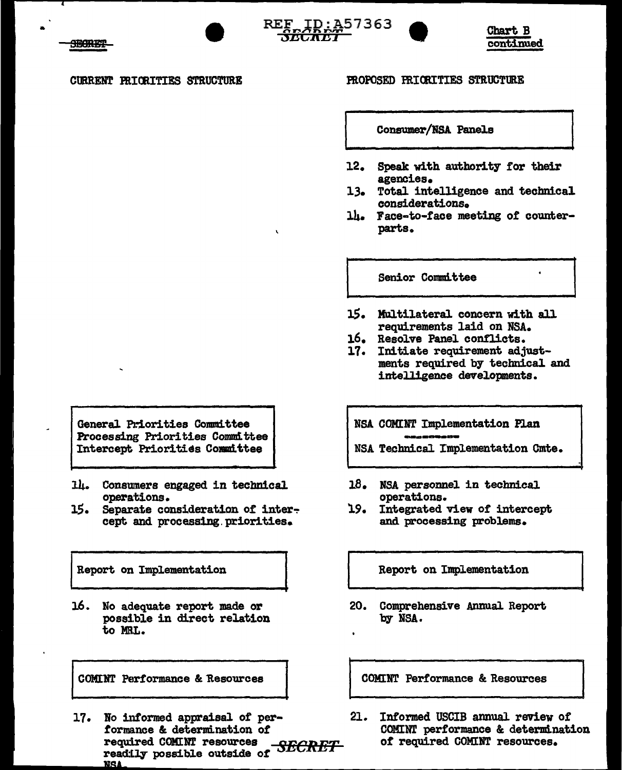Chart B continued

| CURRENT PRIORITIES STRUCTURE | PROPOSED PRIORITIES STRUCTURE |
|---|---|
| | **Consumer/NSA Panels** |
| | 12. Speak with authority for their agencies.<br>13. Total intelligence and technical considerations.<br>14. Face-to-face meeting of counterparts. |
| | **Senior Committee** |
| | 15. Multilateral concern with all requirements laid on NSA.<br>16. Resolve Panel conflicts.<br>17. Initiate requirement adjustments required by technical and intelligence developments. |
| **General Priorities Committee**<br>**Processing Priorities Committee**<br>**Intercept Priorities Committee** | **NSA COMINT Implementation Plan**<br>**NSA Technical Implementation Cmte.** |
| 14. Consumers engaged in technical operations.<br>15. Separate consideration of intercept and processing priorities. | 18. NSA personnel in technical operations.<br>19. Integrated view of intercept and processing problems. |
| **Report on Implementation** | **Report on Implementation** |
| 16. No adequate report made or possible in direct relation to MRL. | 20. Comprehensive Annual Report by NSA. |
| **COMINT Performance & Resources** | **COMINT Performance & Resources** |
| 17. No informed appraisal of performance & determination of required COMINT resources readily possible outside of NSA. | 21. Informed USCIB annual review of COMINT performance & determination of required COMINT resources. |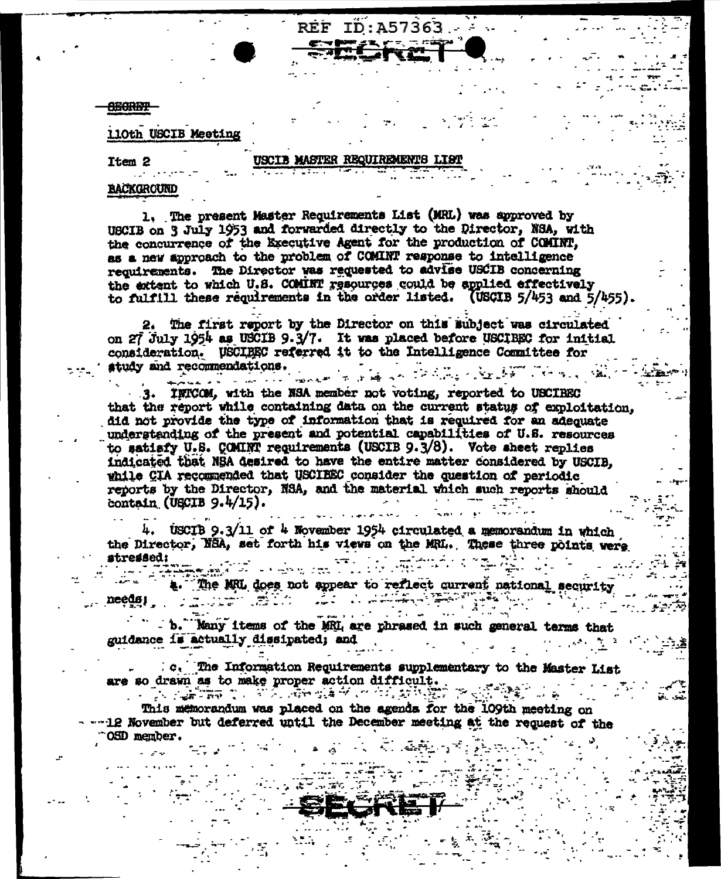SECRET

110th USCIB Meeting

Item 2

## USCIB MASTER REQUIREMENTS LIST

**BACKGROUND**

1. The present Master Requirements List (MRL) was approved by USCIB on 3 July 1953 and forwarded directly to the Director, NSA, with the concurrence of the Executive Agent for the production of COMINT, as a new approach to the problem of COMINT response to intelligence requirements. The Director was requested to advise USCIB concerning the extent to which U.S. COMINT resources could be applied effectively to fulfill these requirements in the order listed. (USCIB 5/453 and 5/455).

2. The first report by the Director on this subject was circulated on 27 July 1954 as USCIB 9.3/7. It was placed before USCIBEC for initial consideration. USCIBEC referred it to the Intelligence Committee for study and recommendations.

3. INTCOM, with the NSA member not voting, reported to USCIBEC that the report while containing data on the current status of exploitation, did not provide the type of information that is required for an adequate understanding of the present and potential capabilities of U.S. resources to satisfy U.S. COMINT requirements (USCIB 9.3/8). Vote sheet replies indicated that NSA desired to have the entire matter considered by USCIB, while CIA recommended that USCIBEC consider the question of periodic reports by the Director, NSA, and the material which such reports should contain (USCIB 9.4/15).

4. USCIB 9.3/11 of 4 November 1954 circulated a memorandum in which the Director, NSA, set forth his views on the MRL. These three points were stressed:

a. The MRL does not appear to reflect current national security needs;

b. Many items of the MRL are phrased in such general terms that guidance is actually dissipated; and

c. The Information Requirements supplementary to the Master List are so drawn as to make proper action difficult.

This memorandum was placed on the agenda for the 109th meeting on 12 November but deferred until the December meeting at the request of the OSD member.

SECRET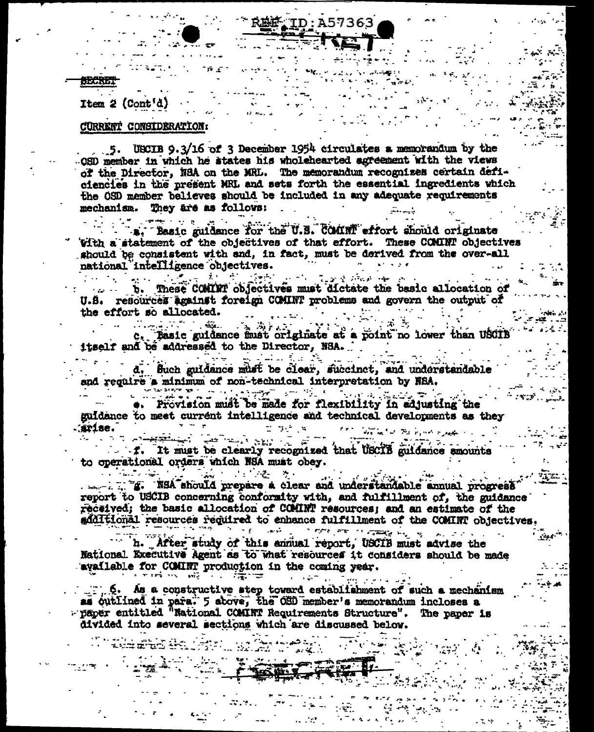SECRET

Item 2 (Cont'd)

CURRENT CONSIDERATION:

5. USCIB 9.3/16 of 3 December 1954 circulates a memorandum by the OSD member in which he states his wholehearted agreement with the views of the Director, NSA on the MRL. The memorandum recognizes certain deficiencies in the present MRL and sets forth the essential ingredients which the OSD member believes should be included in any adequate requirements mechanism. They are as follows:

a. Basic guidance for the U.S. COMINT effort should originate with a statement of the objectives of that effort. These COMINT objectives should be consistent with and, in fact, must be derived from the over-all national intelligence objectives.

b. These COMINT objectives must dictate the basic allocation of U.S. resources against foreign COMINT problems and govern the output of the effort so allocated.

c. Basic guidance must originate at a point no lower than USCIB itself and be addressed to the Director, NSA.

d. Such guidance must be clear, succinct, and understandable and require a minimum of non-technical interpretation by NSA.

e. Provision must be made for flexibility in adjusting the guidance to meet current intelligence and technical developments as they arise.

f. It must be clearly recognized that USCIB guidance amounts to operational orders which NSA must obey.

g. NSA should prepare a clear and understandable annual progress report to USCIB concerning conformity with, and fulfillment of, the guidance received; the basic allocation of COMINT resources; and an estimate of the additional resources required to enhance fulfillment of the COMINT objectives.

h. After study of this annual report, USCIB must advise the National Executive Agent as to what resources it considers should be made available for COMINT production in the coming year.

6. As a constructive step toward establishment of such a mechanism as outlined in para. 5 above, the OSD member's memorandum incloses a paper entitled "National COMINT Requirements Structure". The paper is divided into several sections which are discussed below.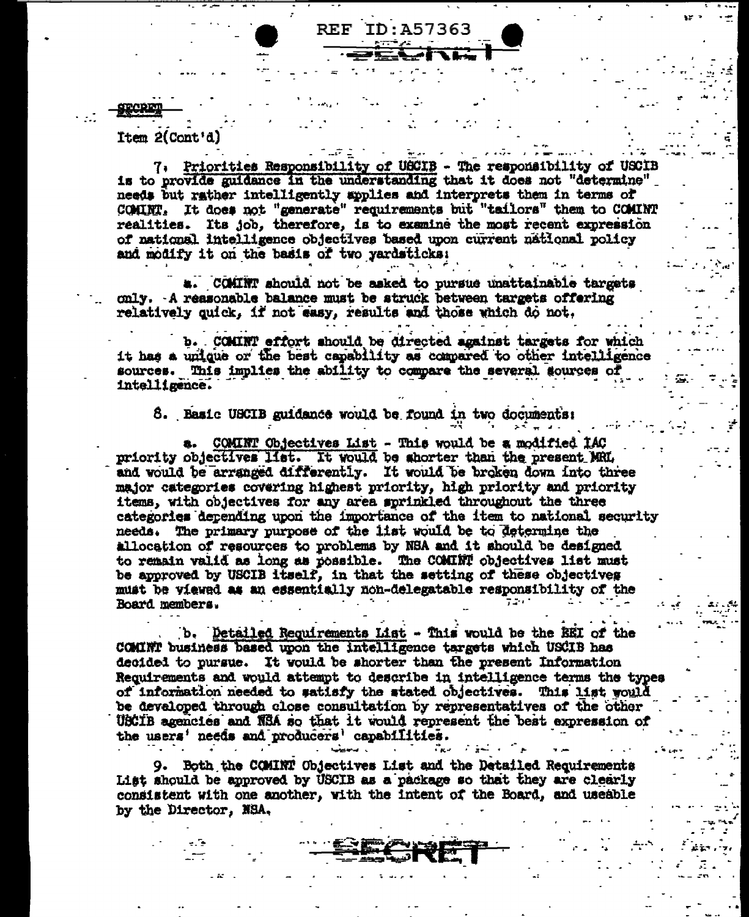SECRET

Item 2(Cont'd)

7. Priorities Responsibility of USCIB - The responsibility of USCIB is to provide guidance in the understanding that it does not "determine" needs but rather intelligently applies and interprets them in terms of COMINT. It does not "generate" requirements but "tailors" them to COMINT realities. Its job, therefore, is to examine the most recent expression of national intelligence objectives based upon current national policy and modify it on the basis of two yardsticks:

a. COMINT should not be asked to pursue unattainable targets only. A reasonable balance must be struck between targets offering relatively quick, if not easy, results and those which do not.

b. COMINT effort should be directed against targets for which it has a unique or the best capability as compared to other intelligence sources. This implies the ability to compare the several sources of intelligence.

8. Basic USCIB guidance would be found in two documents:

a. COMINT Objectives List - This would be a modified IAC priority objectives list. It would be shorter than the present MRL and would be arranged differently. It would be broken down into three major categories covering highest priority, high priority and priority items, with objectives for any area sprinkled throughout the three categories depending upon the importance of the item to national security needs. The primary purpose of the list would be to determine the allocation of resources to problems by NSA and it should be designed to remain valid as long as possible. The COMINT objectives list must be approved by USCIB itself, in that the setting of these objectives must be viewed as an essentially non-delegatable responsibility of the Board members.

b. Detailed Requirements List - This would be the EEI of the COMINT business based upon the intelligence targets which USCIB has decided to pursue. It would be shorter than the present Information Requirements and would attempt to describe in intelligence terms the types of information needed to satisfy the stated objectives. This list would be developed through close consultation by representatives of the other USCIB agencies and NSA so that it would represent the best expression of the users' needs and producers' capabilities.

9. Both the COMINT Objectives List and the Detailed Requirements List should be approved by USCIB as a package so that they are clearly consistent with one another, with the intent of the Board, and useable by the Director, NSA.

SECRET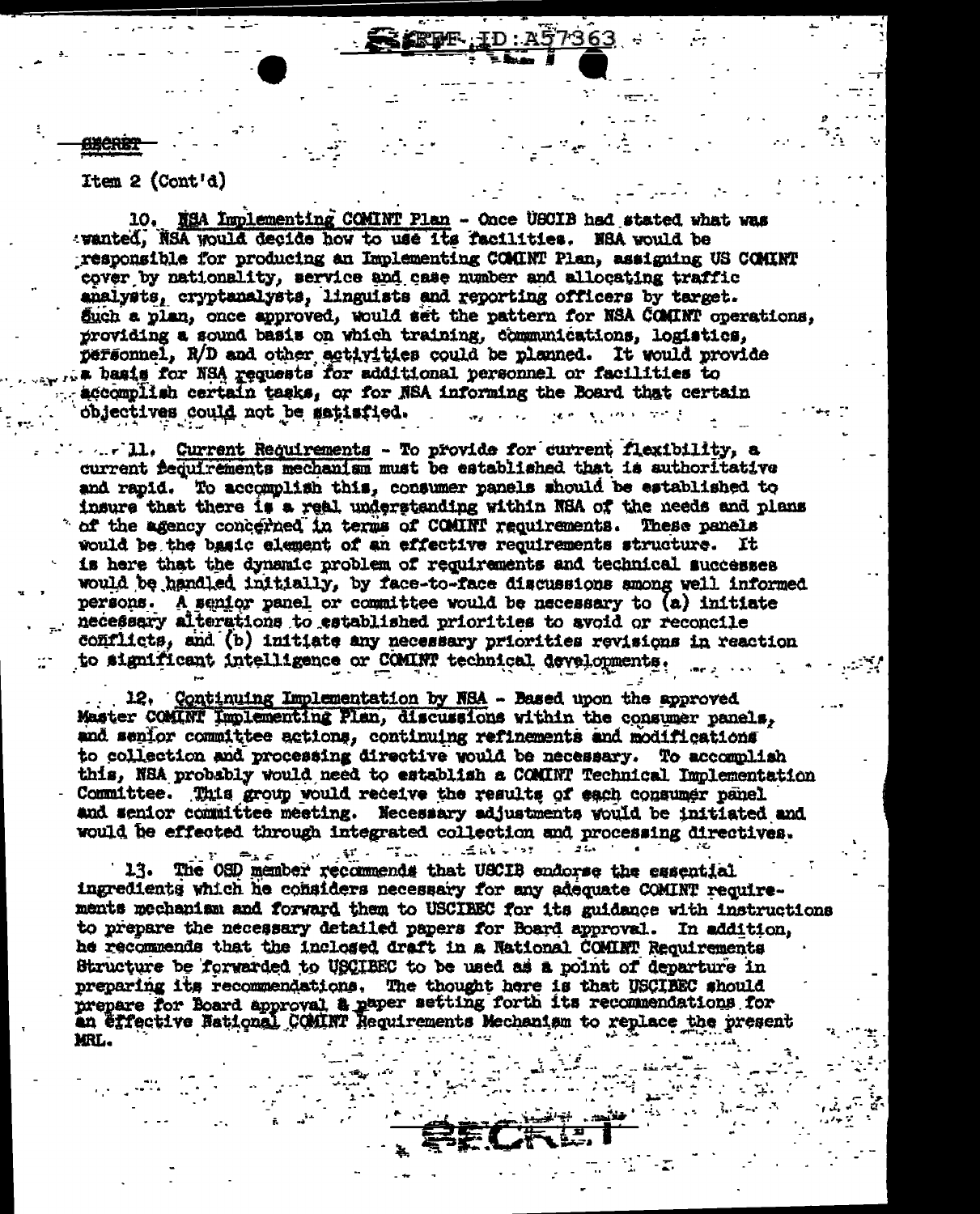Item 2 (Cont'd)

10. NSA Implementing COMINT Plan - Once USCIB had stated what was wanted, NSA would decide how to use its facilities. NSA would be responsible for producing an Implementing COMINT Plan, assigning US COMINT cover by nationality, service and case number and allocating traffic analysts, cryptanalysts, linguists and reporting officers by target. Such a plan, once approved, would set the pattern for NSA COMINT operations, providing a sound basis on which training, communications, logistics, personnel, R/D and other activities could be planned. It would provide a basis for NSA requests for additional personnel or facilities to accomplish certain tasks, or for NSA informing the Board that certain objectives could not be satisfied.

11. Current Requirements - To provide for current flexibility, a current requirements mechanism must be established that is authoritative and rapid. To accomplish this, consumer panels should be established to insure that there is a real understanding within NSA of the needs and plans of the agency concerned in terms of COMINT requirements. These panels would be the basic element of an effective requirements structure. It is here that the dynamic problem of requirements and technical successes would be handled initially, by face-to-face discussions among well informed persons. A senior panel or committee would be necessary to (a) initiate necessary alterations to established priorities to avoid or reconcile conflicts, and (b) initiate any necessary priorities revisions in reaction to significant intelligence or COMINT technical developments.

12. Continuing Implementation by NSA - Based upon the approved Master COMINT Implementing Plan, discussions within the consumer panels, and senior committee actions, continuing refinements and modifications to collection and processing directive would be necessary. To accomplish this, NSA probably would need to establish a COMINT Technical Implementation Committee. This group would receive the results of each consumer panel and senior committee meeting. Necessary adjustments would be initiated and would be effected through integrated collection and processing directives.

13. The OSD member recommends that USCIB endorse the essential ingredients which he considers necessary for any adequate COMINT requirements mechanism and forward them to USCIBEC for its guidance with instructions to prepare the necessary detailed papers for Board approval. In addition, he recommends that the inclosed draft in a National COMINT Requirements Structure be forwarded to USCIBEC to be used as a point of departure in preparing its recommendations. The thought here is that USCIBEC should prepare for Board approval a paper setting forth its recommendations for an effective National COMINT Requirements Mechanism to replace the present MRL.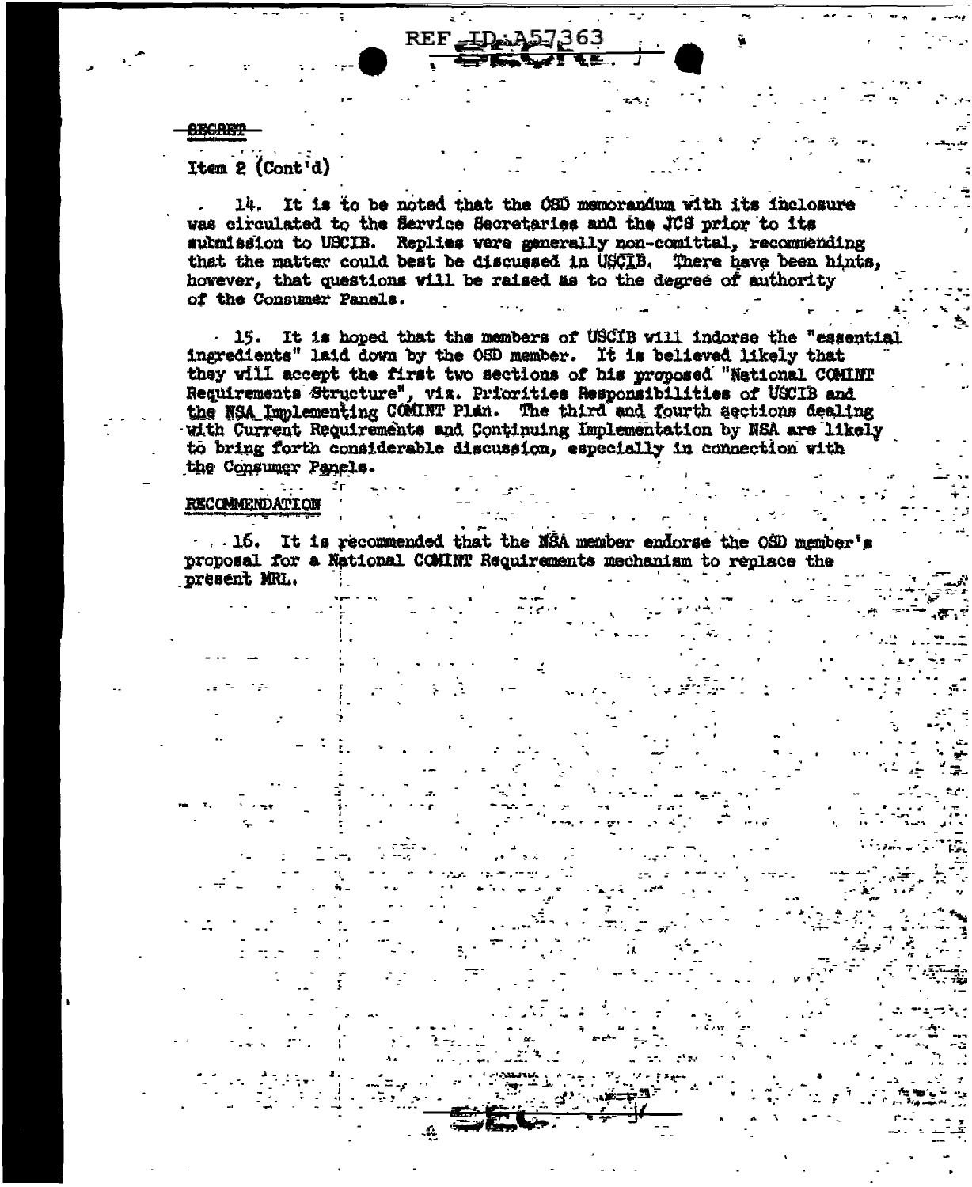SECRET

Item 2 (Cont'd)

14. It is to be noted that the OSD memorandum with its inclosure was circulated to the Service Secretaries and the JCS prior to its submission to USCIB. Replies were generally non-comittal, recommending that the matter could best be discussed in USCIB. There have been hints, however, that questions will be raised as to the degree of authority of the Consumer Panels.

15. It is hoped that the members of USCIB will indorse the "essential ingredients" laid down by the OSD member. It is believed likely that they will accept the first two sections of his proposed "National COMINT Requirements Structure", viz. Priorities Responsibilities of USCIB and the NSA Implementing COMINT Plan. The third and fourth sections dealing with Current Requirements and Continuing Implementation by NSA are likely to bring forth considerable discussion, especially in connection with the Consumer Panels.

## RECOMMENDATION

16. It is recommended that the NSA member endorse the OSD member's proposal for a National COMINT Requirements mechanism to replace the present MRL.